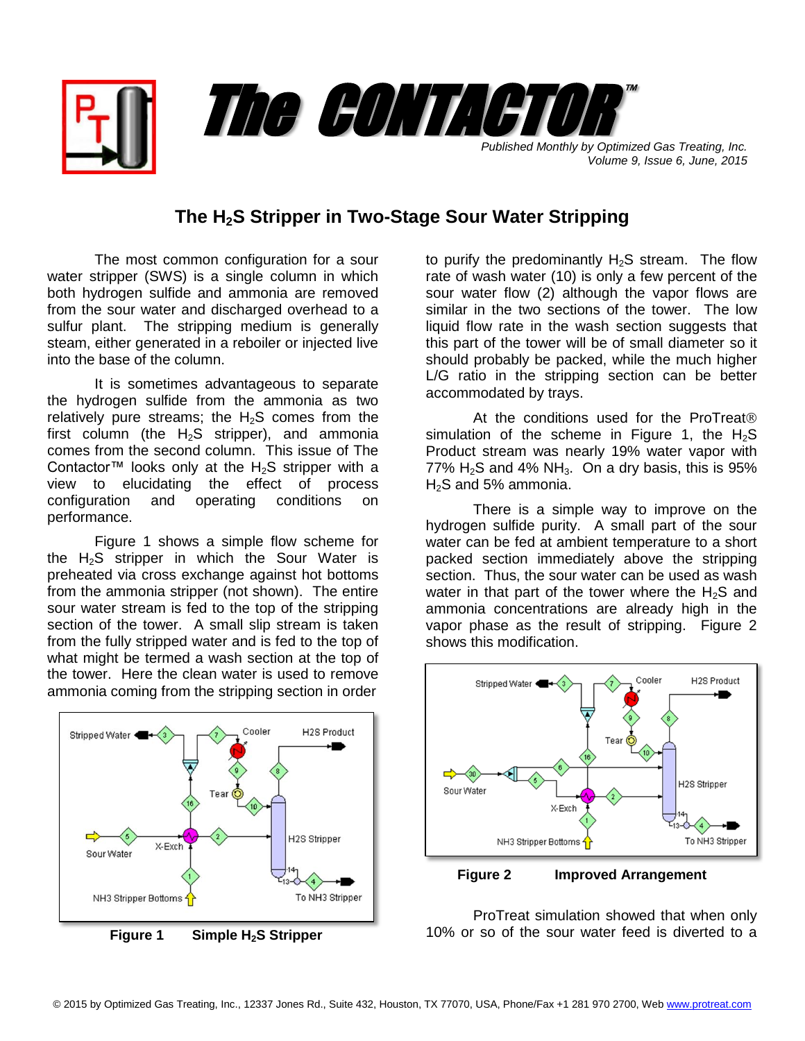# The CONTACTOR™

*Published Monthly by Optimized Gas Treating, Inc.*
*Volume 9, Issue 6, June, 2015*

## The $H_2S$ Stripper in Two-Stage Sour Water Stripping

The most common configuration for a sour water stripper (SWS) is a single column in which both hydrogen sulfide and ammonia are removed from the sour water and discharged overhead to a sulfur plant. The stripping medium is generally steam, either generated in a reboiler or injected live into the base of the column.

It is sometimes advantageous to separate the hydrogen sulfide from the ammonia as two relatively pure streams; the $H_2S$ comes from the first column (the $H_2S$ stripper), and ammonia comes from the second column. This issue of The Contactor™ looks only at the $H_2S$ stripper with a view to elucidating the effect of process configuration and operating conditions on performance.

Figure 1 shows a simple flow scheme for the $H_2S$ stripper in which the Sour Water is preheated via cross exchange against hot bottoms from the ammonia stripper (not shown). The entire sour water stream is fed to the top of the stripping section of the tower. A small slip stream is taken from the fully stripped water and is fed to the top of what might be termed a wash section at the top of the tower. Here the clean water is used to remove ammonia coming from the stripping section in order to purify the predominantly $H_2S$ stream. The flow rate of wash water (10) is only a few percent of the sour water flow (2) although the vapor flows are similar in the two sections of the tower. The low liquid flow rate in the wash section suggests that this part of the tower will be of small diameter so it should probably be packed, while the much higher L/G ratio in the stripping section can be better accommodated by trays.

**Figure 1 Simple $H_2S$ Stripper**

At the conditions used for the ProTreat® simulation of the scheme in Figure 1, the $H_2S$ Product stream was nearly 19% water vapor with 77% $H_2S$ and 4% $NH_3$. On a dry basis, this is 95% $H_2S$ and 5% ammonia.

There is a simple way to improve on the hydrogen sulfide purity. A small part of the sour water can be fed at ambient temperature to a short packed section immediately above the stripping section. Thus, the sour water can be used as wash water in that part of the tower where the $H_2S$ and ammonia concentrations are already high in the vapor phase as the result of stripping. Figure 2 shows this modification.

**Figure 2 Improved Arrangement**

ProTreat simulation showed that when only 10% or so of the sour water feed is diverted to a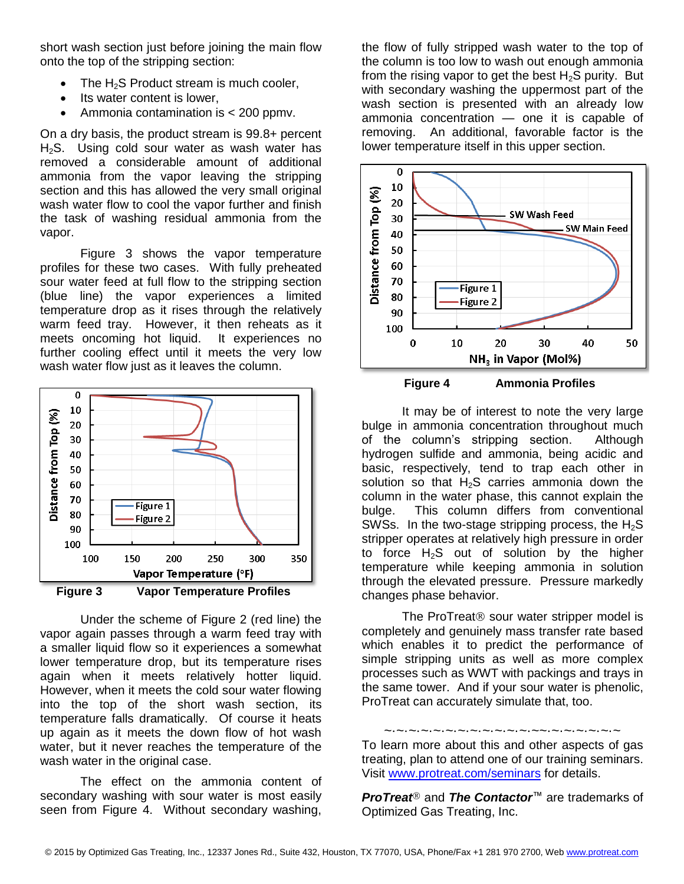short wash section just before joining the main flow onto the top of the stripping section:

- The $H_2S$ Product stream is much cooler,
- Its water content is lower,
- Ammonia contamination is < 200 ppmv.

On a dry basis, the product stream is 99.8+ percent $H_2S$. Using cold sour water as wash water has removed a considerable amount of additional ammonia from the vapor leaving the stripping section and this has allowed the very small original wash water flow to cool the vapor further and finish the task of washing residual ammonia from the vapor.

Figure 3 shows the vapor temperature profiles for these two cases. With fully preheated sour water feed at full flow to the stripping section (blue line) the vapor experiences a limited temperature drop as it rises through the relatively warm feed tray. However, it then reheats as it meets oncoming hot liquid. It experiences no further cooling effect until it meets the very low wash water flow just as it leaves the column.

Distance from Top (%)
0
10
20
30
40
50
60
70
80
90
100
100
150
200
250
300
350
Vapor Temperature (°F)
Figure 1
Figure 2

**Figure 3 Vapor Temperature Profiles**

Under the scheme of Figure 2 (red line) the vapor again passes through a warm feed tray with a smaller liquid flow so it experiences a somewhat lower temperature drop, but its temperature rises again when it meets relatively hotter liquid. However, when it meets the cold sour water flowing into the top of the short wash section, its temperature falls dramatically. Of course it heats up again as it meets the down flow of hot wash water, but it never reaches the temperature of the wash water in the original case.

The effect on the ammonia content of secondary washing with sour water is most easily seen from Figure 4. Without secondary washing, the flow of fully stripped wash water to the top of the column is too low to wash out enough ammonia from the rising vapor to get the best $H_2S$ purity. But with secondary washing the uppermost part of the wash section is presented with an already low ammonia concentration — one it is capable of removing. An additional, favorable factor is the lower temperature itself in this upper section.

Distance from Top (%)
0
10
20
30
40
50
60
70
80
90
100
0
10
20
30
40
50
$NH_3$ in Vapor (Mol%)
SW Wash Feed
SW Main Feed
Figure 1
Figure 2

**Figure 4 Ammonia Profiles**

It may be of interest to note the very large bulge in ammonia concentration throughout much of the column's stripping section. Although hydrogen sulfide and ammonia, being acidic and basic, respectively, tend to trap each other in solution so that $H_2S$ carries ammonia down the column in the water phase, this cannot explain the bulge. This column differs from conventional SWSs. In the two-stage stripping process, the $H_2S$ stripper operates at relatively high pressure in order to force $H_2S$ out of solution by the higher temperature while keeping ammonia in solution through the elevated pressure. Pressure markedly changes phase behavior.

The ProTreat® sour water stripper model is completely and genuinely mass transfer rate based which enables it to predict the performance of simple stripping units as well as more complex processes such as WWT with packings and trays in the same tower. And if your sour water is phenolic, ProTreat can accurately simulate that, too.

~.~.~.~.~.~.~.~.~.~.~.~.~.~~.~.~.~.~.~.~.~

To learn more about this and other aspects of gas treating, plan to attend one of our training seminars. Visit www.protreat.com/seminars for details.

***ProTreat***® and ***The Contactor***™ are trademarks of Optimized Gas Treating, Inc.

© 2015 by Optimized Gas Treating, Inc., 12337 Jones Rd., Suite 432, Houston, TX 77070, USA, Phone/Fax +1 281 970 2700, Web www.protreat.com